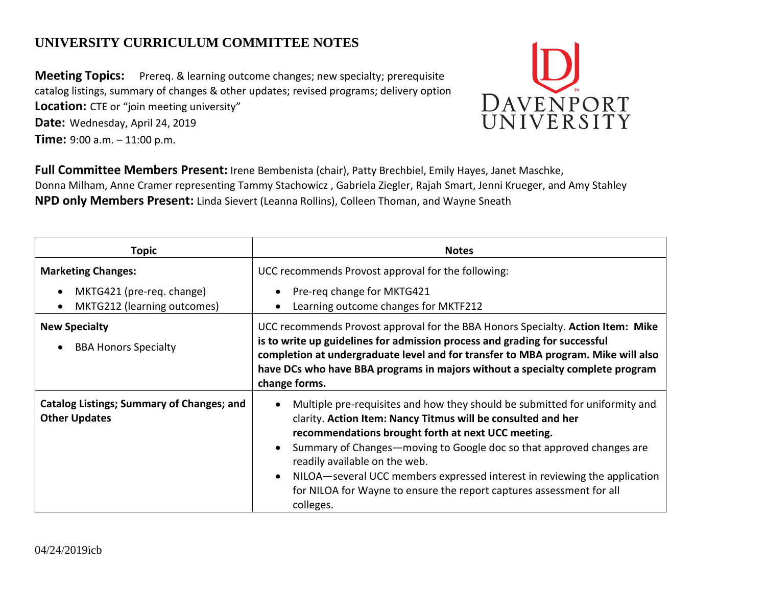# UNIVERSITY CURRICULUM COMMITTEE NOTES

**Meeting Topics:** Prereq. & learning outcome changes; new specialty; prerequisite catalog listings, summary of changes & other updates; revised programs; delivery option
**Location:** CTE or "join meeting university"
**Date:** Wednesday, April 24, 2019
**Time:** 9:00 a.m. – 11:00 p.m.

DAVENPORT UNIVERSITY

**Full Committee Members Present:** Irene Bembenista (chair), Patty Brechbiel, Emily Hayes, Janet Maschke, Donna Milham, Anne Cramer representing Tammy Stachowicz , Gabriela Ziegler, Rajah Smart, Jenni Krueger, and Amy Stahley
**NPD only Members Present:** Linda Sievert (Leanna Rollins), Colleen Thoman, and Wayne Sneath

| Topic | Notes |
|---|---|
| **Marketing Changes:**<br>• MKTG421 (pre-req. change)<br>• MKTG212 (learning outcomes) | UCC recommends Provost approval for the following:<br>• Pre-req change for MKTG421<br>• Learning outcome changes for MKTF212 |
| **New Specialty**<br>• BBA Honors Specialty | UCC recommends Provost approval for the BBA Honors Specialty. **Action Item: Mike is to write up guidelines for admission process and grading for successful completion at undergraduate level and for transfer to MBA program. Mike will also have DCs who have BBA programs in majors without a specialty complete program change forms.** |
| **Catalog Listings; Summary of Changes; and Other Updates** | • Multiple pre-requisites and how they should be submitted for uniformity and clarity. **Action Item: Nancy Titmus will be consulted and her recommendations brought forth at next UCC meeting.**<br>• Summary of Changes—moving to Google doc so that approved changes are readily available on the web.<br>• NILOA—several UCC members expressed interest in reviewing the application for NILOA for Wayne to ensure the report captures assessment for all colleges. |

04/24/2019icb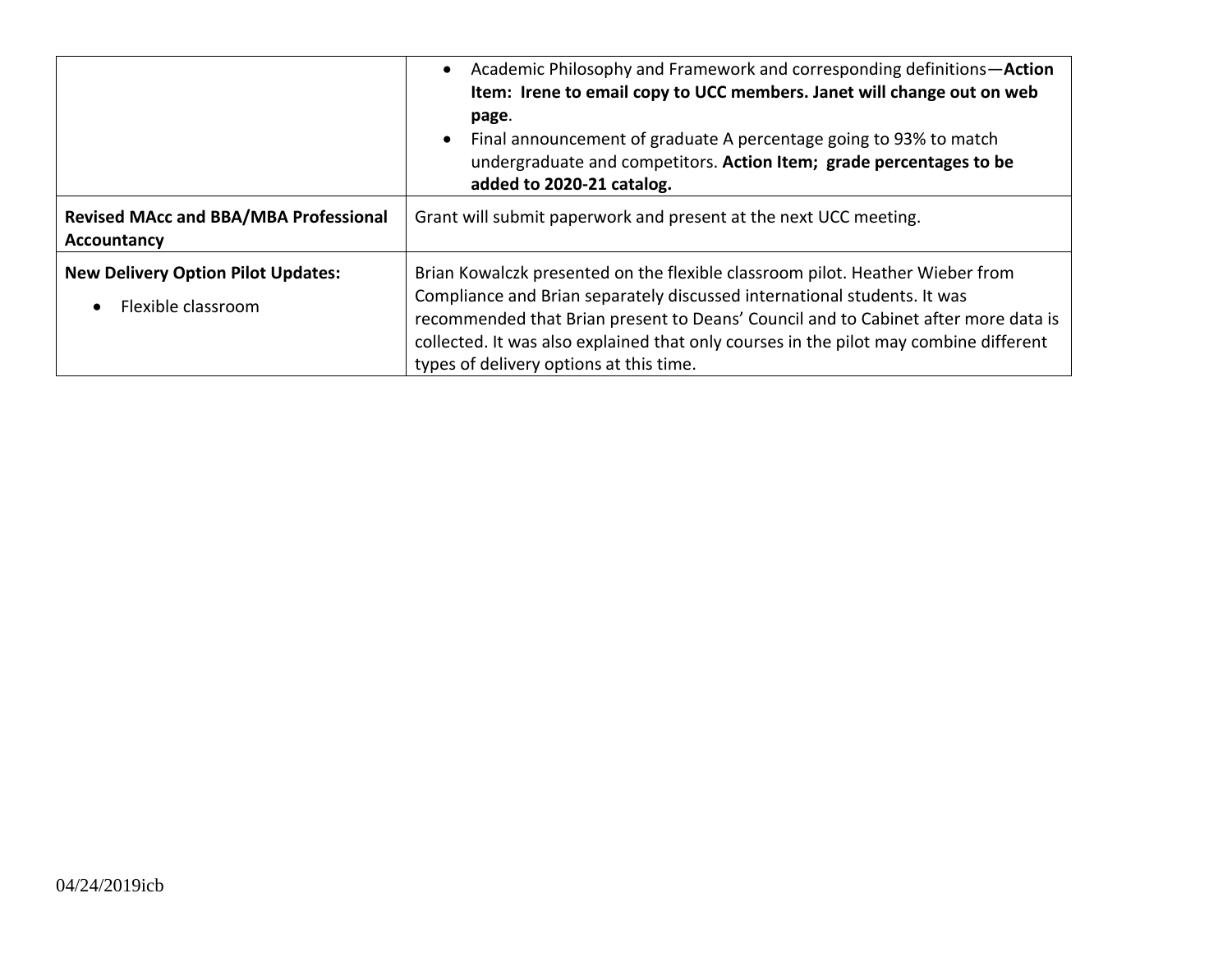| | |
|---|---|
| | • Academic Philosophy and Framework and corresponding definitions—**Action Item: Irene to email copy to UCC members. Janet will change out on web page**.<br>• Final announcement of graduate A percentage going to 93% to match undergraduate and competitors. **Action Item; grade percentages to be added to 2020-21 catalog.** |
| **Revised MAcc and BBA/MBA Professional Accountancy** | Grant will submit paperwork and present at the next UCC meeting. |
| **New Delivery Option Pilot Updates:**<br>• Flexible classroom | Brian Kowalczk presented on the flexible classroom pilot. Heather Wieber from Compliance and Brian separately discussed international students. It was recommended that Brian present to Deans' Council and to Cabinet after more data is collected. It was also explained that only courses in the pilot may combine different types of delivery options at this time. |

04/24/2019icb